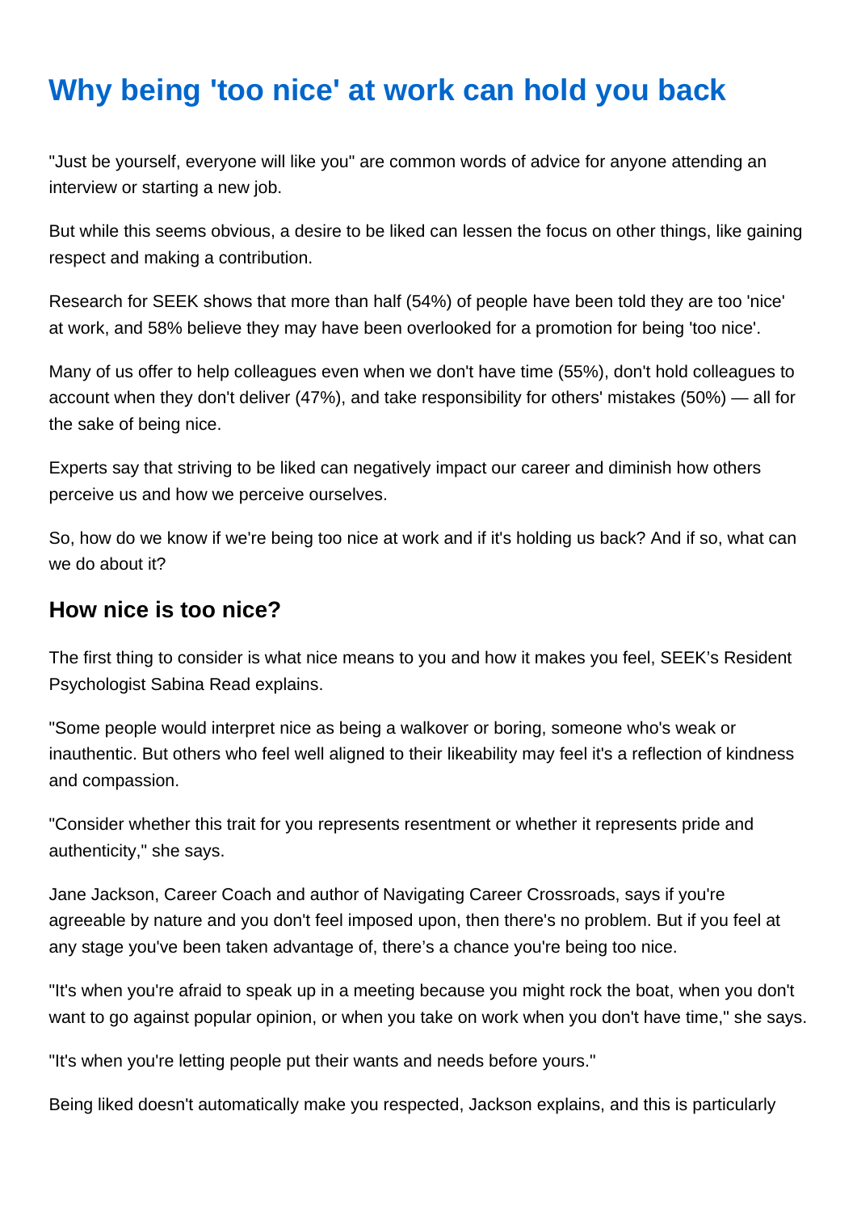# Why being 'too nice' at work can hold you back

"Just be yourself, everyone will like you" are common words of advice for anyone attending an interview or starting a new job.

But while this seems obvious, a desire to be liked can lessen the focus on other things, like gaining respect and making a contribution.

Research for SEEK shows that more than half (54%) of people have been told they are too 'nice' at work, and 58% believe they may have been overlooked for a promotion for being 'too nice'.

Many of us offer to help colleagues even when we don't have time (55%), don't hold colleagues to account when they don't deliver (47%), and take responsibility for others' mistakes (50%) — all for the sake of being nice.

Experts say that striving to be liked can negatively impact our career and diminish how others perceive us and how we perceive ourselves.

So, how do we know if we're being too nice at work and if it's holding us back? And if so, what can we do about it?

## How nice is too nice?

The first thing to consider is what nice means to you and how it makes you feel, SEEK's Resident Psychologist Sabina Read explains.

"Some people would interpret nice as being a walkover or boring, someone who's weak or inauthentic. But others who feel well aligned to their likeability may feel it's a reflection of kindness and compassion.

"Consider whether this trait for you represents resentment or whether it represents pride and authenticity," she says.

Jane Jackson, Career Coach and author of Navigating Career Crossroads, says if you're agreeable by nature and you don't feel imposed upon, then there's no problem. But if you feel at any stage you've been taken advantage of, there's a chance you're being too nice.

"It's when you're afraid to speak up in a meeting because you might rock the boat, when you don't want to go against popular opinion, or when you take on work when you don't have time," she says.

"It's when you're letting people put their wants and needs before yours."

Being liked doesn't automatically make you respected, Jackson explains, and this is particularly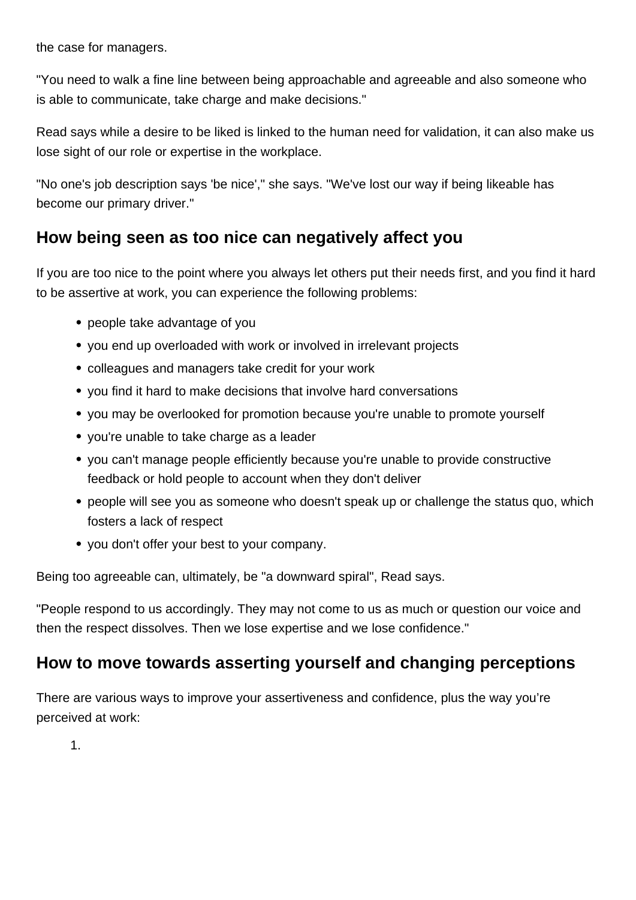the case for managers.

"You need to walk a fine line between being approachable and agreeable and also someone who is able to communicate, take charge and make decisions."

Read says while a desire to be liked is linked to the human need for validation, it can also make us lose sight of our role or expertise in the workplace.

"No one's job description says 'be nice'," she says. "We've lost our way if being likeable has become our primary driver."

## How being seen as too nice can negatively affect you

If you are too nice to the point where you always let others put their needs first, and you find it hard to be assertive at work, you can experience the following problems:

- people take advantage of you
- you end up overloaded with work or involved in irrelevant projects
- colleagues and managers take credit for your work
- you find it hard to make decisions that involve hard conversations
- you may be overlooked for promotion because you're unable to promote yourself
- you're unable to take charge as a leader
- you can't manage people efficiently because you're unable to provide constructive feedback or hold people to account when they don't deliver
- people will see you as someone who doesn't speak up or challenge the status quo, which fosters a lack of respect
- you don't offer your best to your company.

Being too agreeable can, ultimately, be "a downward spiral", Read says.

"People respond to us accordingly. They may not come to us as much or question our voice and then the respect dissolves. Then we lose expertise and we lose confidence."

## How to move towards asserting yourself and changing perceptions

There are various ways to improve your assertiveness and confidence, plus the way you're perceived at work:

1.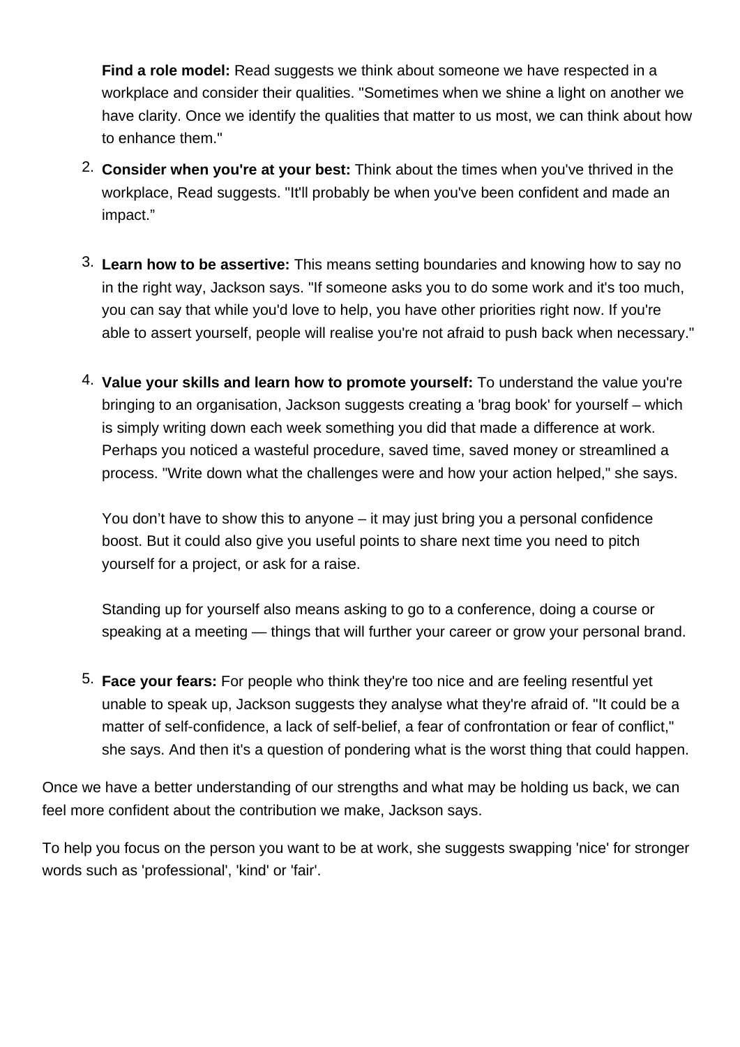**Find a role model:** Read suggests we think about someone we have respected in a workplace and consider their qualities. "Sometimes when we shine a light on another we have clarity. Once we identify the qualities that matter to us most, we can think about how to enhance them."

2. **Consider when you're at your best:** Think about the times when you've thrived in the workplace, Read suggests. "It'll probably be when you've been confident and made an impact."

3. **Learn how to be assertive:** This means setting boundaries and knowing how to say no in the right way, Jackson says. "If someone asks you to do some work and it's too much, you can say that while you'd love to help, you have other priorities right now. If you're able to assert yourself, people will realise you're not afraid to push back when necessary."

4. **Value your skills and learn how to promote yourself:** To understand the value you're bringing to an organisation, Jackson suggests creating a 'brag book' for yourself – which is simply writing down each week something you did that made a difference at work. Perhaps you noticed a wasteful procedure, saved time, saved money or streamlined a process. "Write down what the challenges were and how your action helped," she says.

   You don't have to show this to anyone – it may just bring you a personal confidence boost. But it could also give you useful points to share next time you need to pitch yourself for a project, or ask for a raise.

   Standing up for yourself also means asking to go to a conference, doing a course or speaking at a meeting — things that will further your career or grow your personal brand.

5. **Face your fears:** For people who think they're too nice and are feeling resentful yet unable to speak up, Jackson suggests they analyse what they're afraid of. "It could be a matter of self-confidence, a lack of self-belief, a fear of confrontation or fear of conflict," she says. And then it's a question of pondering what is the worst thing that could happen.

Once we have a better understanding of our strengths and what may be holding us back, we can feel more confident about the contribution we make, Jackson says.

To help you focus on the person you want to be at work, she suggests swapping 'nice' for stronger words such as 'professional', 'kind' or 'fair'.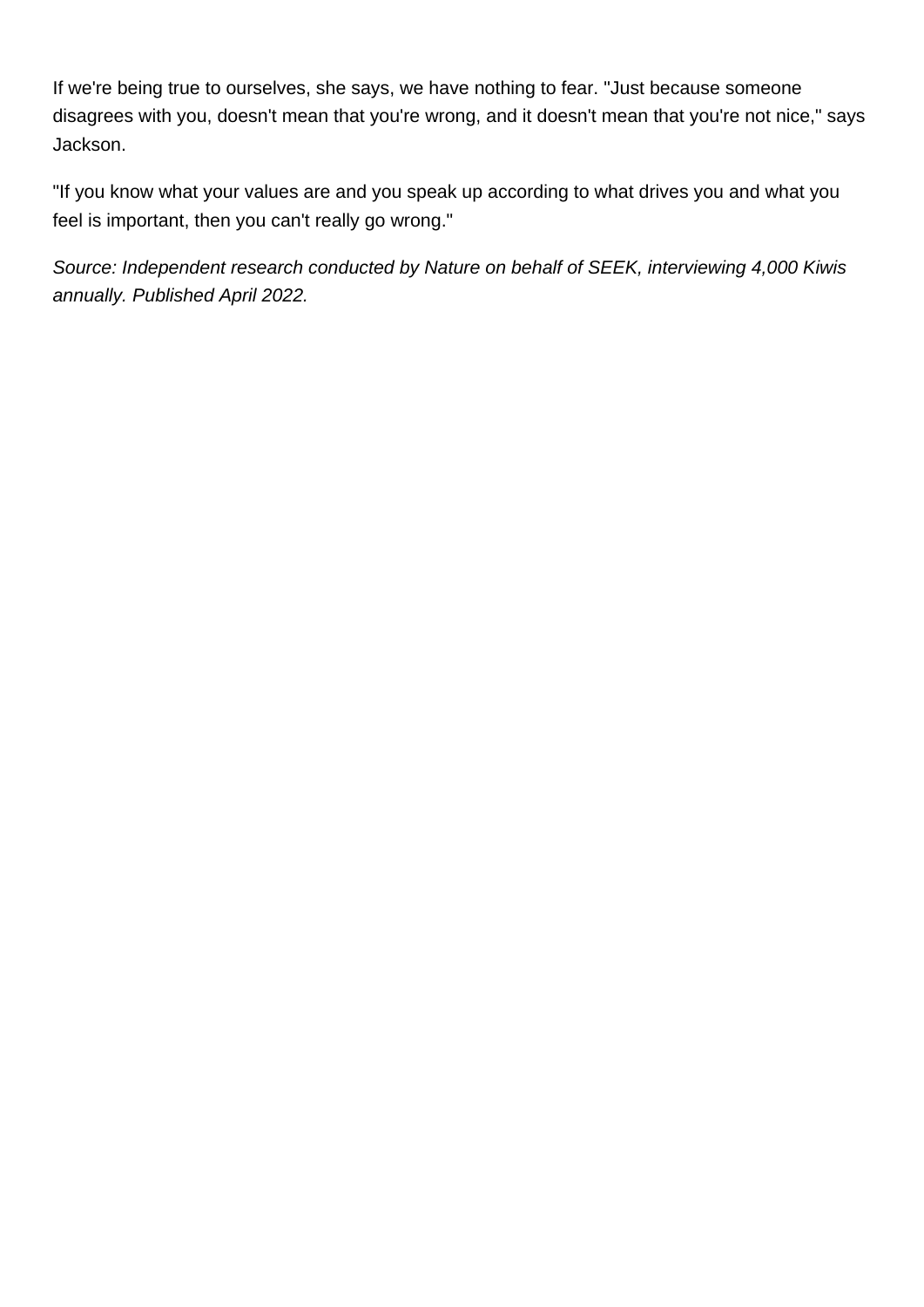If we're being true to ourselves, she says, we have nothing to fear. "Just because someone disagrees with you, doesn't mean that you're wrong, and it doesn't mean that you're not nice," says Jackson.

"If you know what your values are and you speak up according to what drives you and what you feel is important, then you can't really go wrong."

*Source: Independent research conducted by Nature on behalf of SEEK, interviewing 4,000 Kiwis annually. Published April 2022.*